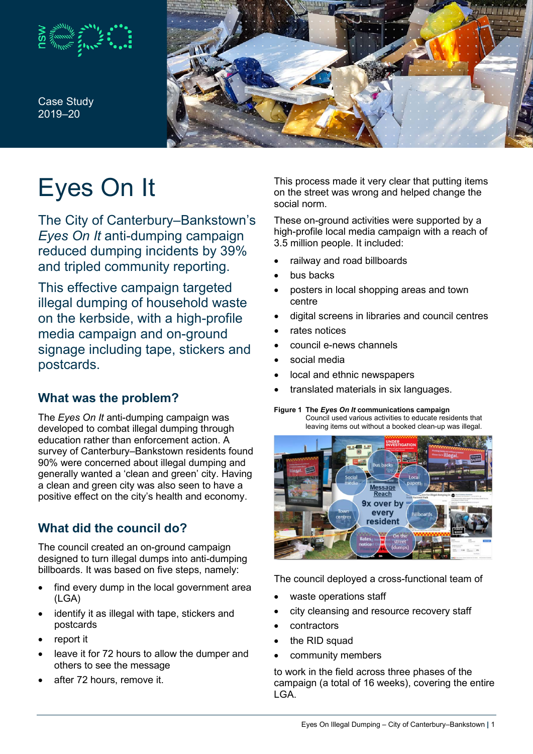Case Study
2019–20

# Eyes On It

## The City of Canterbury–Bankstown's *Eyes On It* anti-dumping campaign reduced dumping incidents by 39% and tripled community reporting.

## This effective campaign targeted illegal dumping of household waste on the kerbside, with a high-profile media campaign and on-ground signage including tape, stickers and postcards.

### What was the problem?

The *Eyes On It* anti-dumping campaign was developed to combat illegal dumping through education rather than enforcement action. A survey of Canterbury–Bankstown residents found 90% were concerned about illegal dumping and generally wanted a 'clean and green' city. Having a clean and green city was also seen to have a positive effect on the city's health and economy.

### What did the council do?

The council created an on-ground campaign designed to turn illegal dumps into anti-dumping billboards. It was based on five steps, namely:

- find every dump in the local government area (LGA)
- identify it as illegal with tape, stickers and postcards
- report it
- leave it for 72 hours to allow the dumper and others to see the message
- after 72 hours, remove it.

This process made it very clear that putting items on the street was wrong and helped change the social norm.

These on-ground activities were supported by a high-profile local media campaign with a reach of 3.5 million people. It included:

- railway and road billboards
- bus backs
- posters in local shopping areas and town centre
- digital screens in libraries and council centres
- rates notices
- council e-news channels
- social media
- local and ethnic newspapers
- translated materials in six languages.

**Figure 1 The *Eyes On It* communications campaign**
Council used various activities to educate residents that leaving items out without a booked clean-up was illegal.

Social media
Bus backs
Local papers
Message Reach
9x over by every resident
Town centres
Billboards
Rates notices
On the street (dumps)

The council deployed a cross-functional team of

- waste operations staff
- city cleansing and resource recovery staff
- contractors
- the RID squad
- community members

to work in the field across three phases of the campaign (a total of 16 weeks), covering the entire LGA.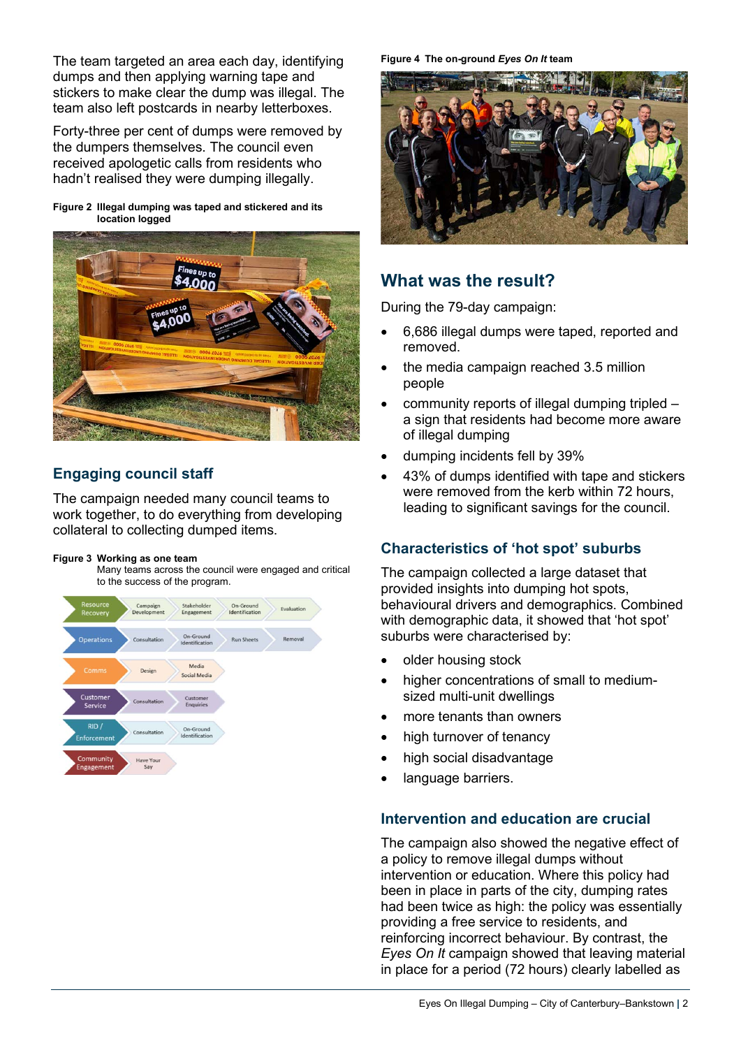The team targeted an area each day, identifying dumps and then applying warning tape and stickers to make clear the dump was illegal. The team also left postcards in nearby letterboxes.

Forty-three per cent of dumps were removed by the dumpers themselves. The council even received apologetic calls from residents who hadn't realised they were dumping illegally.

**Figure 2 Illegal dumping was taped and stickered and its location logged**

## Engaging council staff

The campaign needed many council teams to work together, to do everything from developing collateral to collecting dumped items.

**Figure 3 Working as one team**
Many teams across the council were engaged and critical to the success of the program.

Resource Recovery
Campaign Development
Stakeholder Engagement
On-Ground Identification
Evaluation

Operations
Consultation
On-Ground Identification
Run Sheets
Removal

Comms
Design
Media Social Media

Customer Service
Consultation
Customer Enquiries

RID / Enforcement
Consultation
On-Ground Identification

Community Engagement
Have Your Say

**Figure 4 The on-ground *Eyes On It* team**

## What was the result?

During the 79-day campaign:

- 6,686 illegal dumps were taped, reported and removed.
- the media campaign reached 3.5 million people
- community reports of illegal dumping tripled – a sign that residents had become more aware of illegal dumping
- dumping incidents fell by 39%
- 43% of dumps identified with tape and stickers were removed from the kerb within 72 hours, leading to significant savings for the council.

### Characteristics of 'hot spot' suburbs

The campaign collected a large dataset that provided insights into dumping hot spots, behavioural drivers and demographics. Combined with demographic data, it showed that 'hot spot' suburbs were characterised by:

- older housing stock
- higher concentrations of small to medium-sized multi-unit dwellings
- more tenants than owners
- high turnover of tenancy
- high social disadvantage
- language barriers.

### Intervention and education are crucial

The campaign also showed the negative effect of a policy to remove illegal dumps without intervention or education. Where this policy had been in place in parts of the city, dumping rates had been twice as high: the policy was essentially providing a free service to residents, and reinforcing incorrect behaviour. By contrast, the *Eyes On It* campaign showed that leaving material in place for a period (72 hours) clearly labelled as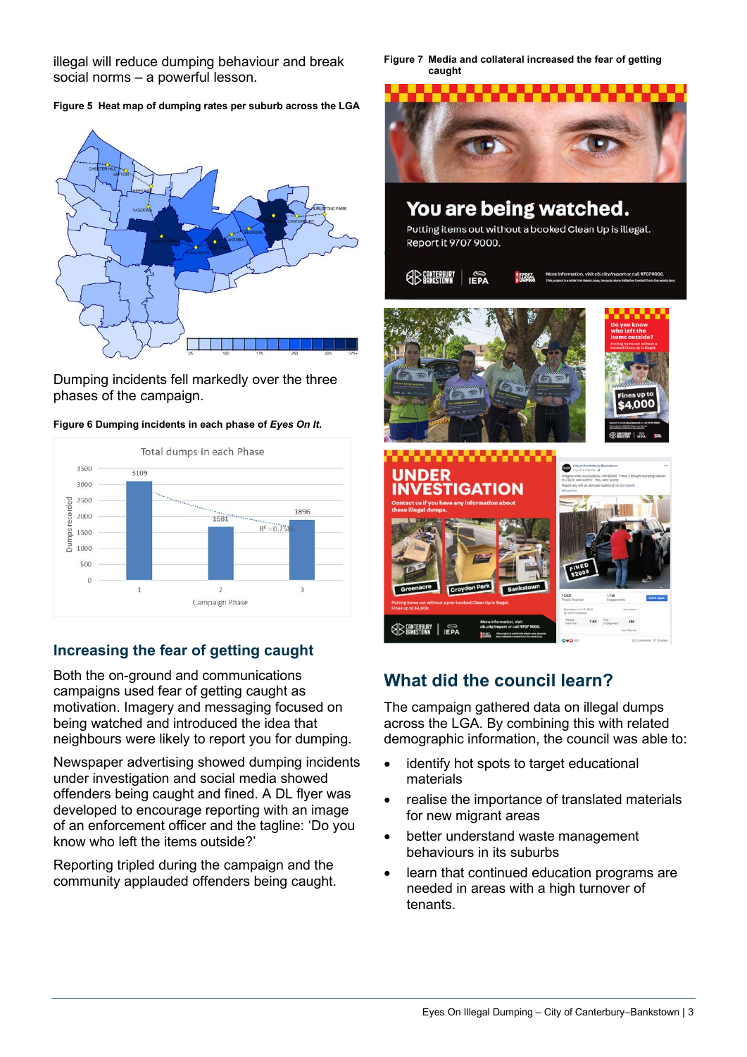illegal will reduce dumping behaviour and break social norms – a powerful lesson.

**Figure 5 Heat map of dumping rates per suburb across the LGA**

Dumping incidents fell markedly over the three phases of the campaign.

**Figure 6 Dumping incidents in each phase of *Eyes On It*.**

Total dumps in each Phase

Dumps recorded

3500
3000
2500
2000
1500
1000
500
0

3109
1681
1896
$R^2 = 0.7538$

1
2
3

Campaign Phase

## Increasing the fear of getting caught

Both the on-ground and communications campaigns used fear of getting caught as motivation. Imagery and messaging focused on being watched and introduced the idea that neighbours were likely to report you for dumping.

Newspaper advertising showed dumping incidents under investigation and social media showed offenders being caught and fined. A DL flyer was developed to encourage reporting with an image of an enforcement officer and the tagline: 'Do you know who left the items outside?'

Reporting tripled during the campaign and the community applauded offenders being caught.

**Figure 7 Media and collateral increased the fear of getting caught**

## What did the council learn?

The campaign gathered data on illegal dumps across the LGA. By combining this with related demographic information, the council was able to:

- identify hot spots to target educational materials
- realise the importance of translated materials for new migrant areas
- better understand waste management behaviours in its suburbs
- learn that continued education programs are needed in areas with a high turnover of tenants.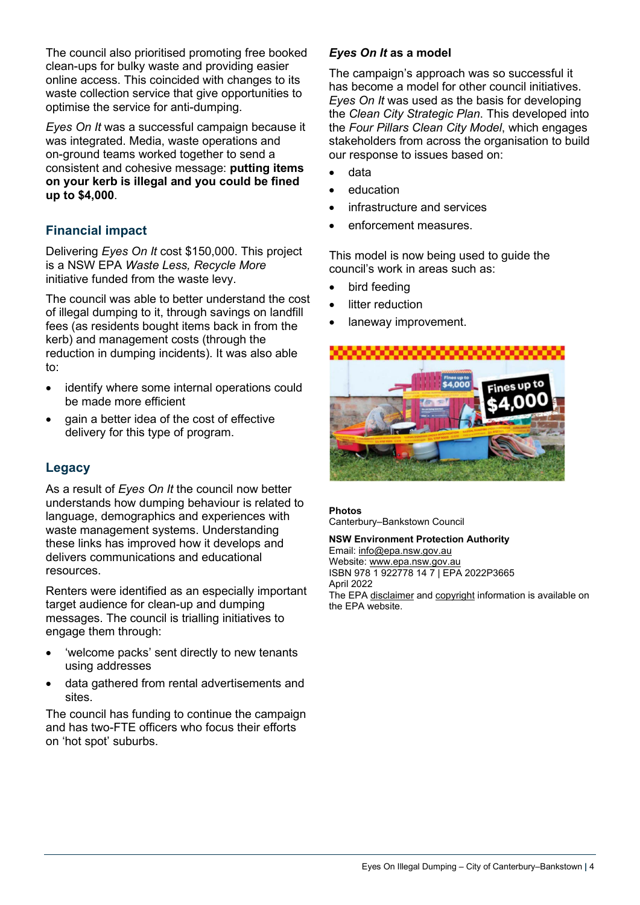The council also prioritised promoting free booked clean-ups for bulky waste and providing easier online access. This coincided with changes to its waste collection service that give opportunities to optimise the service for anti-dumping.

*Eyes On It* was a successful campaign because it was integrated. Media, waste operations and on-ground teams worked together to send a consistent and cohesive message: **putting items on your kerb is illegal and you could be fined up to $4,000**.

## Financial impact

Delivering *Eyes On It* cost $150,000. This project is a NSW EPA *Waste Less, Recycle More* initiative funded from the waste levy.

The council was able to better understand the cost of illegal dumping to it, through savings on landfill fees (as residents bought items back in from the kerb) and management costs (through the reduction in dumping incidents). It was also able to:

- identify where some internal operations could be made more efficient
- gain a better idea of the cost of effective delivery for this type of program.

## Legacy

As a result of *Eyes On It* the council now better understands how dumping behaviour is related to language, demographics and experiences with waste management systems. Understanding these links has improved how it develops and delivers communications and educational resources.

Renters were identified as an especially important target audience for clean-up and dumping messages. The council is trialling initiatives to engage them through:

- 'welcome packs' sent directly to new tenants using addresses
- data gathered from rental advertisements and sites.

The council has funding to continue the campaign and has two-FTE officers who focus their efforts on 'hot spot' suburbs.

### *Eyes On It* as a model

The campaign's approach was so successful it has become a model for other council initiatives. *Eyes On It* was used as the basis for developing the *Clean City Strategic Plan*. This developed into the *Four Pillars Clean City Model*, which engages stakeholders from across the organisation to build our response to issues based on:

- data
- education
- infrastructure and services
- enforcement measures.

This model is now being used to guide the council's work in areas such as:

- bird feeding
- litter reduction
- laneway improvement.

**Photos**
Canterbury–Bankstown Council

**NSW Environment Protection Authority**
Email: info@epa.nsw.gov.au
Website: www.epa.nsw.gov.au
ISBN 978 1 922778 14 7 | EPA 2022P3665
April 2022
The EPA disclaimer and copyright information is available on the EPA website.